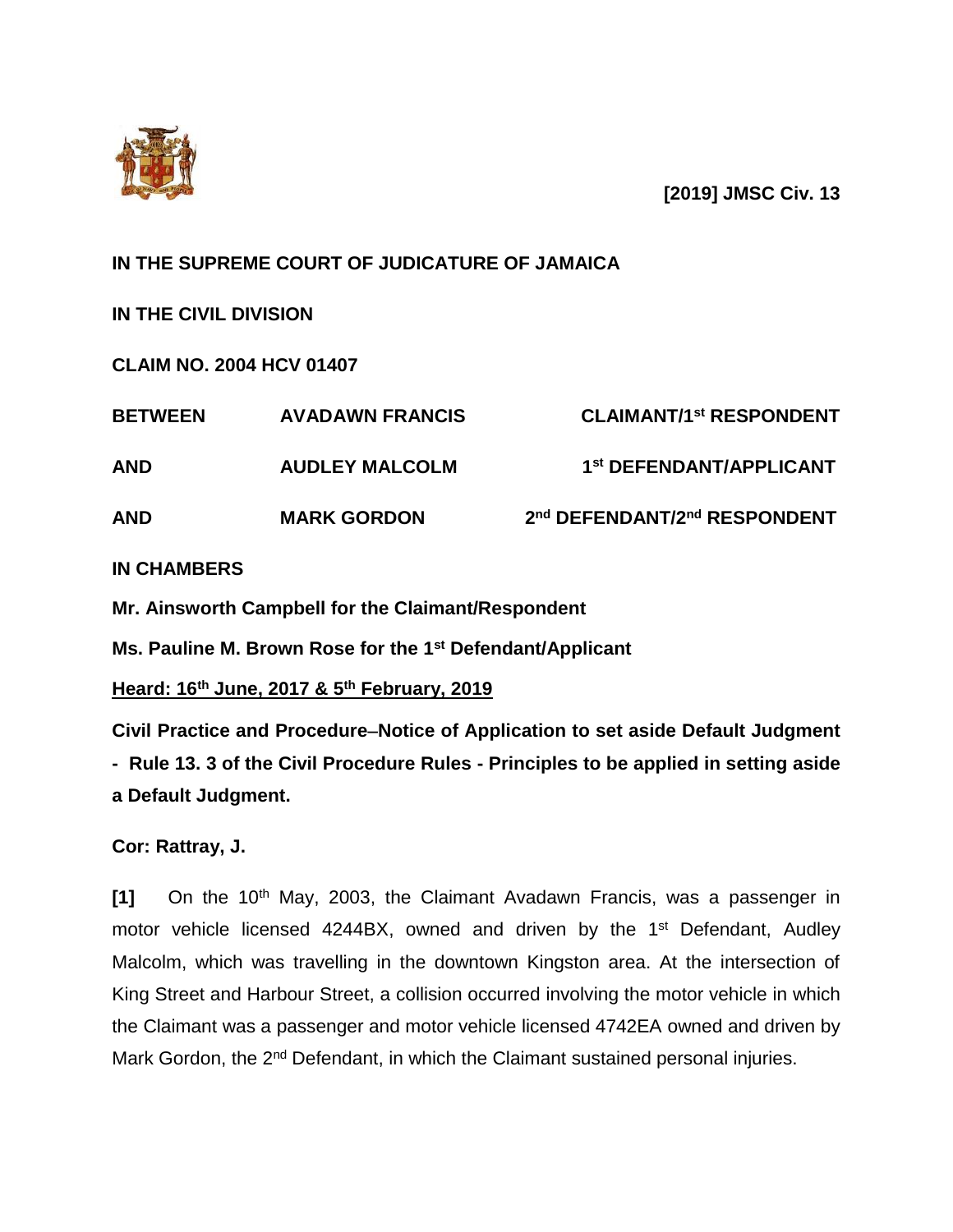**[2019] JMSC Civ. 13**

**IN THE SUPREME COURT OF JUDICATURE OF JAMAICA**

**IN THE CIVIL DIVISION**

**CLAIM NO. 2004 HCV 01407**

| | | |
|---|---|---|
| **BETWEEN** | **AVADAWN FRANCIS** | **CLAIMANT/1st RESPONDENT** |
| **AND** | **AUDLEY MALCOLM** | **1st DEFENDANT/APPLICANT** |
| **AND** | **MARK GORDON** | **2nd DEFENDANT/2nd RESPONDENT** |

**IN CHAMBERS**

**Mr. Ainsworth Campbell for the Claimant/Respondent**

**Ms. Pauline M. Brown Rose for the 1st Defendant/Applicant**

**Heard: 16th June, 2017 & 5th February, 2019**

**Civil Practice and Procedure–Notice of Application to set aside Default Judgment - Rule 13. 3 of the Civil Procedure Rules - Principles to be applied in setting aside a Default Judgment.**

**Cor: Rattray, J.**

**[1]** On the 10th May, 2003, the Claimant Avadawn Francis, was a passenger in motor vehicle licensed 4244BX, owned and driven by the 1st Defendant, Audley Malcolm, which was travelling in the downtown Kingston area. At the intersection of King Street and Harbour Street, a collision occurred involving the motor vehicle in which the Claimant was a passenger and motor vehicle licensed 4742EA owned and driven by Mark Gordon, the 2nd Defendant, in which the Claimant sustained personal injuries.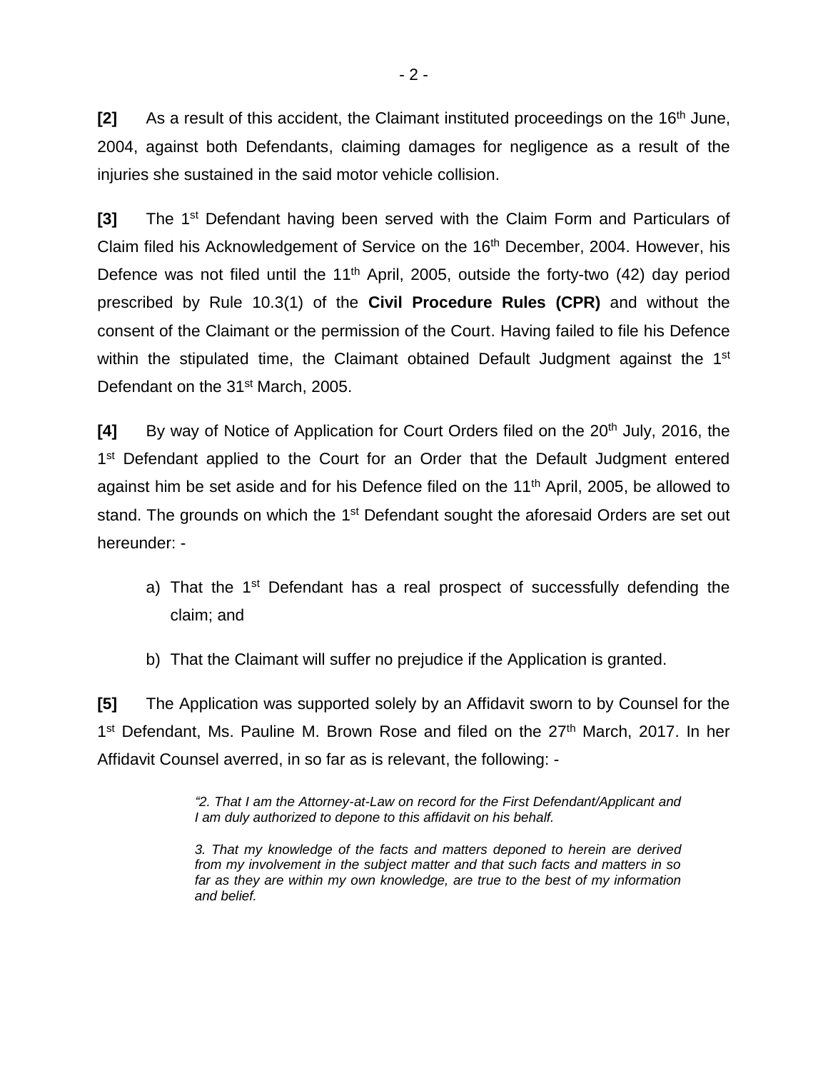**[2]** As a result of this accident, the Claimant instituted proceedings on the 16th June, 2004, against both Defendants, claiming damages for negligence as a result of the injuries she sustained in the said motor vehicle collision.

**[3]** The 1st Defendant having been served with the Claim Form and Particulars of Claim filed his Acknowledgement of Service on the 16th December, 2004. However, his Defence was not filed until the 11th April, 2005, outside the forty-two (42) day period prescribed by Rule 10.3(1) of the **Civil Procedure Rules (CPR)** and without the consent of the Claimant or the permission of the Court. Having failed to file his Defence within the stipulated time, the Claimant obtained Default Judgment against the 1st Defendant on the 31st March, 2005.

**[4]** By way of Notice of Application for Court Orders filed on the 20th July, 2016, the 1st Defendant applied to the Court for an Order that the Default Judgment entered against him be set aside and for his Defence filed on the 11th April, 2005, be allowed to stand. The grounds on which the 1st Defendant sought the aforesaid Orders are set out hereunder: -

a) That the 1st Defendant has a real prospect of successfully defending the claim; and

b) That the Claimant will suffer no prejudice if the Application is granted.

**[5]** The Application was supported solely by an Affidavit sworn to by Counsel for the 1st Defendant, Ms. Pauline M. Brown Rose and filed on the 27th March, 2017. In her Affidavit Counsel averred, in so far as is relevant, the following: -

> *"2. That I am the Attorney-at-Law on record for the First Defendant/Applicant and I am duly authorized to depone to this affidavit on his behalf.*
>
> *3. That my knowledge of the facts and matters deponed to herein are derived from my involvement in the subject matter and that such facts and matters in so far as they are within my own knowledge, are true to the best of my information and belief.*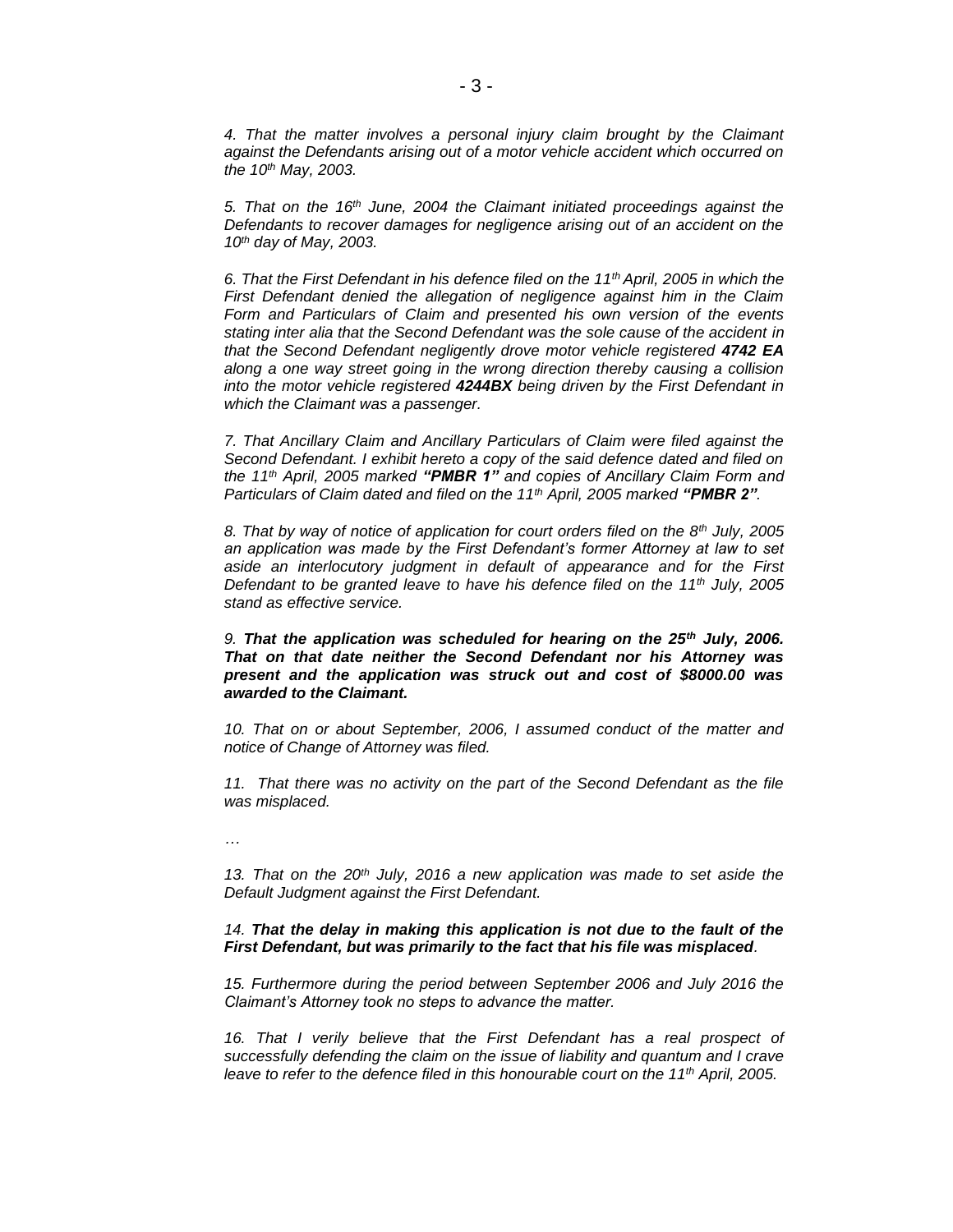*4. That the matter involves a personal injury claim brought by the Claimant against the Defendants arising out of a motor vehicle accident which occurred on the 10th May, 2003.*

*5. That on the 16th June, 2004 the Claimant initiated proceedings against the Defendants to recover damages for negligence arising out of an accident on the 10th day of May, 2003.*

*6. That the First Defendant in his defence filed on the 11th April, 2005 in which the First Defendant denied the allegation of negligence against him in the Claim Form and Particulars of Claim and presented his own version of the events stating inter alia that the Second Defendant was the sole cause of the accident in that the Second Defendant negligently drove motor vehicle registered **4742 EA** along a one way street going in the wrong direction thereby causing a collision into the motor vehicle registered **4244BX** being driven by the First Defendant in which the Claimant was a passenger.*

*7. That Ancillary Claim and Ancillary Particulars of Claim were filed against the Second Defendant. I exhibit hereto a copy of the said defence dated and filed on the 11th April, 2005 marked **"PMBR 1"** and copies of Ancillary Claim Form and Particulars of Claim dated and filed on the 11th April, 2005 marked **"PMBR 2"**.*

*8. That by way of notice of application for court orders filed on the 8th July, 2005 an application was made by the First Defendant's former Attorney at law to set aside an interlocutory judgment in default of appearance and for the First Defendant to be granted leave to have his defence filed on the 11th July, 2005 stand as effective service.*

*9. **That the application was scheduled for hearing on the 25th July, 2006. That on that date neither the Second Defendant nor his Attorney was present and the application was struck out and cost of $8000.00 was awarded to the Claimant.***

*10. That on or about September, 2006, I assumed conduct of the matter and notice of Change of Attorney was filed.*

*11. That there was no activity on the part of the Second Defendant as the file was misplaced.*

*…*

*13. That on the 20th July, 2016 a new application was made to set aside the Default Judgment against the First Defendant.*

*14. **That the delay in making this application is not due to the fault of the First Defendant, but was primarily to the fact that his file was misplaced**.*

*15. Furthermore during the period between September 2006 and July 2016 the Claimant's Attorney took no steps to advance the matter.*

*16. That I verily believe that the First Defendant has a real prospect of successfully defending the claim on the issue of liability and quantum and I crave leave to refer to the defence filed in this honourable court on the 11th April, 2005.*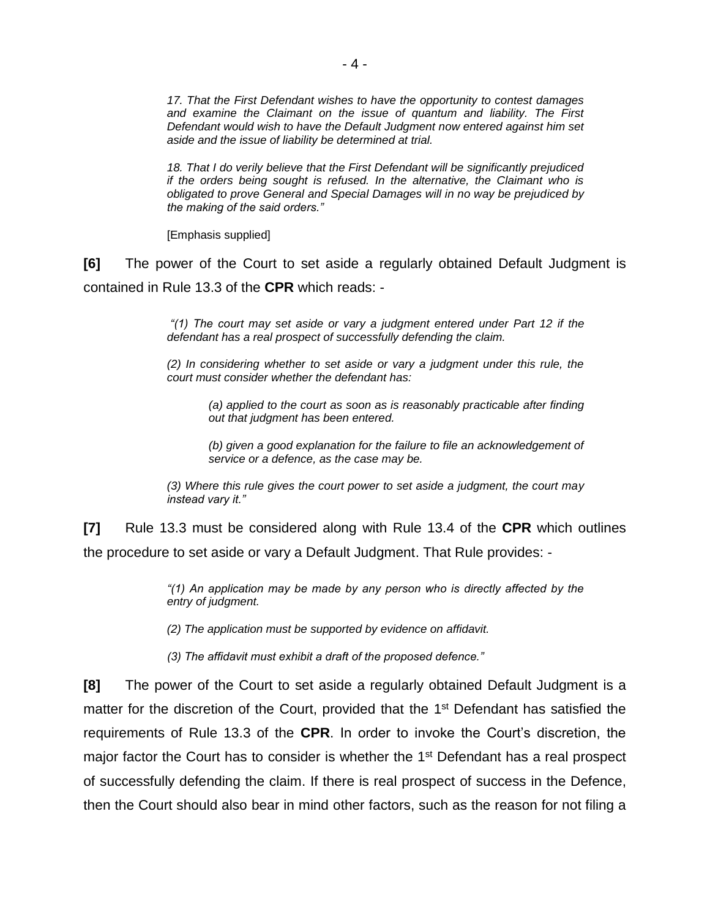> *17. That the First Defendant wishes to have the opportunity to contest damages and examine the Claimant on the issue of quantum and liability. The First Defendant would wish to have the Default Judgment now entered against him set aside and the issue of liability be determined at trial.*
>
> *18. That I do verily believe that the First Defendant will be significantly prejudiced if the orders being sought is refused. In the alternative, the Claimant who is obligated to prove General and Special Damages will in no way be prejudiced by the making of the said orders."*
>
> [Emphasis supplied]

**[6]** The power of the Court to set aside a regularly obtained Default Judgment is contained in Rule 13.3 of the **CPR** which reads: -

> *"(1) The court may set aside or vary a judgment entered under Part 12 if the defendant has a real prospect of successfully defending the claim.*
>
> *(2) In considering whether to set aside or vary a judgment under this rule, the court must consider whether the defendant has:*
>
> > *(a) applied to the court as soon as is reasonably practicable after finding out that judgment has been entered.*
> >
> > *(b) given a good explanation for the failure to file an acknowledgement of service or a defence, as the case may be.*
>
> *(3) Where this rule gives the court power to set aside a judgment, the court may instead vary it."*

**[7]** Rule 13.3 must be considered along with Rule 13.4 of the **CPR** which outlines the procedure to set aside or vary a Default Judgment. That Rule provides: -

> *"(1) An application may be made by any person who is directly affected by the entry of judgment.*
>
> *(2) The application must be supported by evidence on affidavit.*
>
> *(3) The affidavit must exhibit a draft of the proposed defence."*

**[8]** The power of the Court to set aside a regularly obtained Default Judgment is a matter for the discretion of the Court, provided that the 1st Defendant has satisfied the requirements of Rule 13.3 of the **CPR**. In order to invoke the Court's discretion, the major factor the Court has to consider is whether the 1st Defendant has a real prospect of successfully defending the claim. If there is real prospect of success in the Defence, then the Court should also bear in mind other factors, such as the reason for not filing a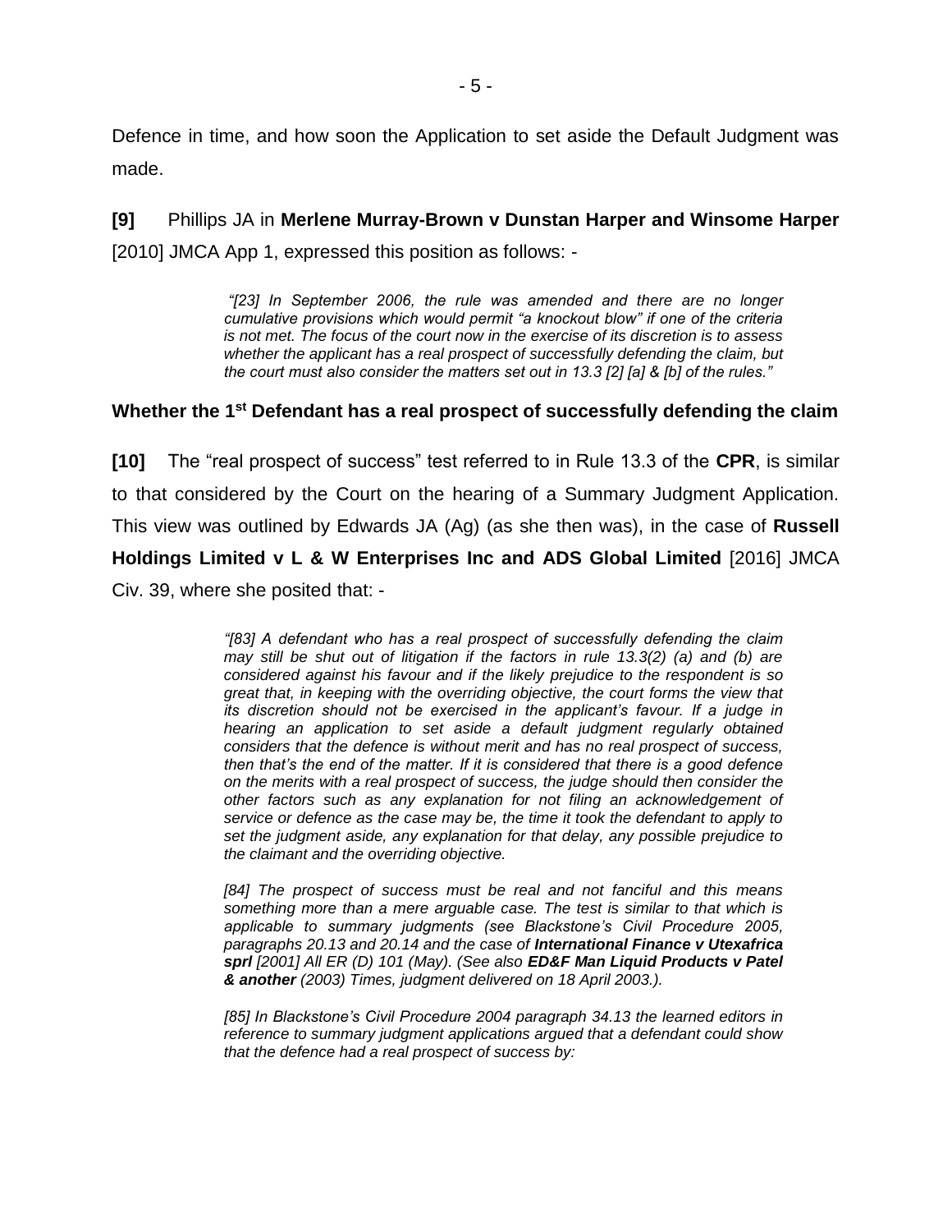Defence in time, and how soon the Application to set aside the Default Judgment was made.

**[9]** Phillips JA in **Merlene Murray-Brown v Dunstan Harper and Winsome Harper** [2010] JMCA App 1, expressed this position as follows: -

> *"[23] In September 2006, the rule was amended and there are no longer cumulative provisions which would permit "a knockout blow" if one of the criteria is not met. The focus of the court now in the exercise of its discretion is to assess whether the applicant has a real prospect of successfully defending the claim, but the court must also consider the matters set out in 13.3 [2] [a] & [b] of the rules."*

**Whether the 1st Defendant has a real prospect of successfully defending the claim**

**[10]** The "real prospect of success" test referred to in Rule 13.3 of the **CPR**, is similar to that considered by the Court on the hearing of a Summary Judgment Application. This view was outlined by Edwards JA (Ag) (as she then was), in the case of **Russell Holdings Limited v L & W Enterprises Inc and ADS Global Limited** [2016] JMCA Civ. 39, where she posited that: -

> *"[83] A defendant who has a real prospect of successfully defending the claim may still be shut out of litigation if the factors in rule 13.3(2) (a) and (b) are considered against his favour and if the likely prejudice to the respondent is so great that, in keeping with the overriding objective, the court forms the view that its discretion should not be exercised in the applicant's favour. If a judge in hearing an application to set aside a default judgment regularly obtained considers that the defence is without merit and has no real prospect of success, then that's the end of the matter. If it is considered that there is a good defence on the merits with a real prospect of success, the judge should then consider the other factors such as any explanation for not filing an acknowledgement of service or defence as the case may be, the time it took the defendant to apply to set the judgment aside, any explanation for that delay, any possible prejudice to the claimant and the overriding objective.*
>
> *[84] The prospect of success must be real and not fanciful and this means something more than a mere arguable case. The test is similar to that which is applicable to summary judgments (see Blackstone's Civil Procedure 2005, paragraphs 20.13 and 20.14 and the case of **International Finance v Utexafrica sprl** [2001] All ER (D) 101 (May). (See also **ED&F Man Liquid Products v Patel & another** (2003) Times, judgment delivered on 18 April 2003.).*
>
> *[85] In Blackstone's Civil Procedure 2004 paragraph 34.13 the learned editors in reference to summary judgment applications argued that a defendant could show that the defence had a real prospect of success by:*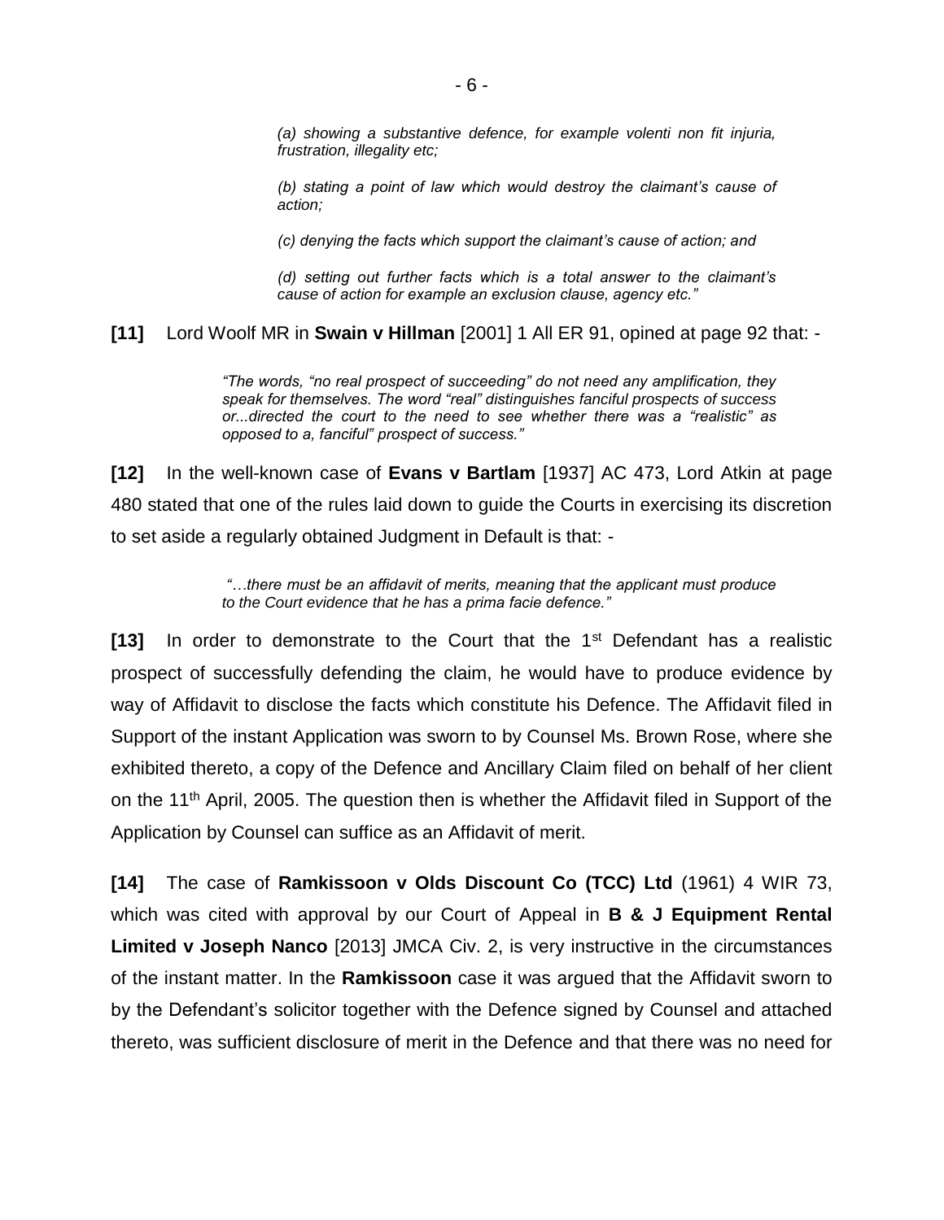> *(a) showing a substantive defence, for example volenti non fit injuria, frustration, illegality etc;*
>
> *(b) stating a point of law which would destroy the claimant's cause of action;*
>
> *(c) denying the facts which support the claimant's cause of action; and*
>
> *(d) setting out further facts which is a total answer to the claimant's cause of action for example an exclusion clause, agency etc."*

**[11]** Lord Woolf MR in **Swain v Hillman** [2001] 1 All ER 91, opined at page 92 that: -

> *"The words, "no real prospect of succeeding" do not need any amplification, they speak for themselves. The word "real" distinguishes fanciful prospects of success or...directed the court to the need to see whether there was a "realistic" as opposed to a, fanciful" prospect of success."*

**[12]** In the well-known case of **Evans v Bartlam** [1937] AC 473, Lord Atkin at page 480 stated that one of the rules laid down to guide the Courts in exercising its discretion to set aside a regularly obtained Judgment in Default is that: -

> *"…there must be an affidavit of merits, meaning that the applicant must produce to the Court evidence that he has a prima facie defence."*

**[13]** In order to demonstrate to the Court that the 1st Defendant has a realistic prospect of successfully defending the claim, he would have to produce evidence by way of Affidavit to disclose the facts which constitute his Defence. The Affidavit filed in Support of the instant Application was sworn to by Counsel Ms. Brown Rose, where she exhibited thereto, a copy of the Defence and Ancillary Claim filed on behalf of her client on the 11th April, 2005. The question then is whether the Affidavit filed in Support of the Application by Counsel can suffice as an Affidavit of merit.

**[14]** The case of **Ramkissoon v Olds Discount Co (TCC) Ltd** (1961) 4 WIR 73, which was cited with approval by our Court of Appeal in **B & J Equipment Rental Limited v Joseph Nanco** [2013] JMCA Civ. 2, is very instructive in the circumstances of the instant matter. In the **Ramkissoon** case it was argued that the Affidavit sworn to by the Defendant's solicitor together with the Defence signed by Counsel and attached thereto, was sufficient disclosure of merit in the Defence and that there was no need for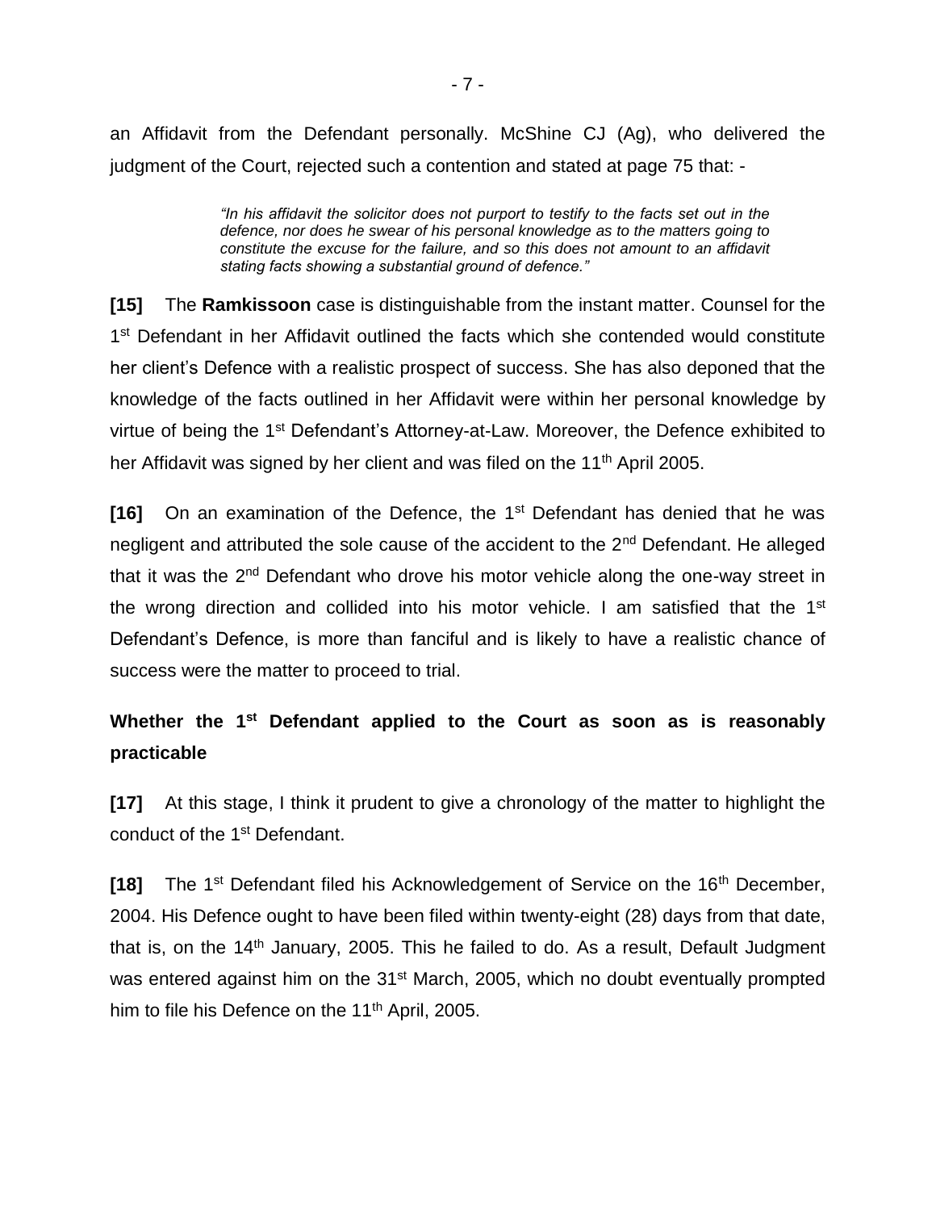an Affidavit from the Defendant personally. McShine CJ (Ag), who delivered the judgment of the Court, rejected such a contention and stated at page 75 that: -

> *"In his affidavit the solicitor does not purport to testify to the facts set out in the defence, nor does he swear of his personal knowledge as to the matters going to constitute the excuse for the failure, and so this does not amount to an affidavit stating facts showing a substantial ground of defence."*

**[15]** The **Ramkissoon** case is distinguishable from the instant matter. Counsel for the 1st Defendant in her Affidavit outlined the facts which she contended would constitute her client's Defence with a realistic prospect of success. She has also deponed that the knowledge of the facts outlined in her Affidavit were within her personal knowledge by virtue of being the 1st Defendant's Attorney-at-Law. Moreover, the Defence exhibited to her Affidavit was signed by her client and was filed on the 11th April 2005.

**[16]** On an examination of the Defence, the 1st Defendant has denied that he was negligent and attributed the sole cause of the accident to the 2nd Defendant. He alleged that it was the 2nd Defendant who drove his motor vehicle along the one-way street in the wrong direction and collided into his motor vehicle. I am satisfied that the 1st Defendant's Defence, is more than fanciful and is likely to have a realistic chance of success were the matter to proceed to trial.

**Whether the 1st Defendant applied to the Court as soon as is reasonably practicable**

**[17]** At this stage, I think it prudent to give a chronology of the matter to highlight the conduct of the 1st Defendant.

**[18]** The 1st Defendant filed his Acknowledgement of Service on the 16th December, 2004. His Defence ought to have been filed within twenty-eight (28) days from that date, that is, on the 14th January, 2005. This he failed to do. As a result, Default Judgment was entered against him on the 31st March, 2005, which no doubt eventually prompted him to file his Defence on the 11th April, 2005.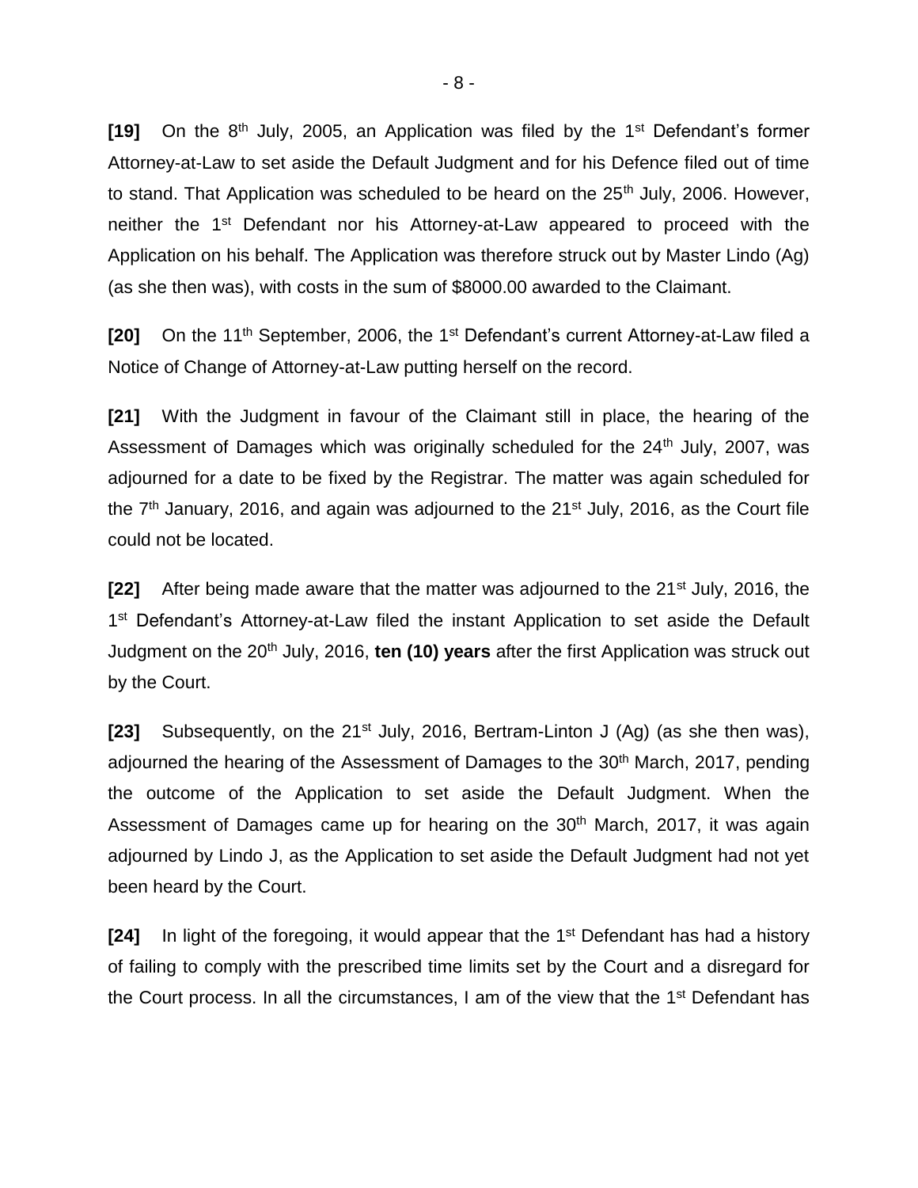**[19]** On the 8th July, 2005, an Application was filed by the 1st Defendant's former Attorney-at-Law to set aside the Default Judgment and for his Defence filed out of time to stand. That Application was scheduled to be heard on the 25th July, 2006. However, neither the 1st Defendant nor his Attorney-at-Law appeared to proceed with the Application on his behalf. The Application was therefore struck out by Master Lindo (Ag) (as she then was), with costs in the sum of $8000.00 awarded to the Claimant.

**[20]** On the 11th September, 2006, the 1st Defendant's current Attorney-at-Law filed a Notice of Change of Attorney-at-Law putting herself on the record.

**[21]** With the Judgment in favour of the Claimant still in place, the hearing of the Assessment of Damages which was originally scheduled for the 24th July, 2007, was adjourned for a date to be fixed by the Registrar. The matter was again scheduled for the 7th January, 2016, and again was adjourned to the 21st July, 2016, as the Court file could not be located.

**[22]** After being made aware that the matter was adjourned to the 21st July, 2016, the 1st Defendant's Attorney-at-Law filed the instant Application to set aside the Default Judgment on the 20th July, 2016, **ten (10) years** after the first Application was struck out by the Court.

**[23]** Subsequently, on the 21st July, 2016, Bertram-Linton J (Ag) (as she then was), adjourned the hearing of the Assessment of Damages to the 30th March, 2017, pending the outcome of the Application to set aside the Default Judgment. When the Assessment of Damages came up for hearing on the 30th March, 2017, it was again adjourned by Lindo J, as the Application to set aside the Default Judgment had not yet been heard by the Court.

**[24]** In light of the foregoing, it would appear that the 1st Defendant has had a history of failing to comply with the prescribed time limits set by the Court and a disregard for the Court process. In all the circumstances, I am of the view that the 1st Defendant has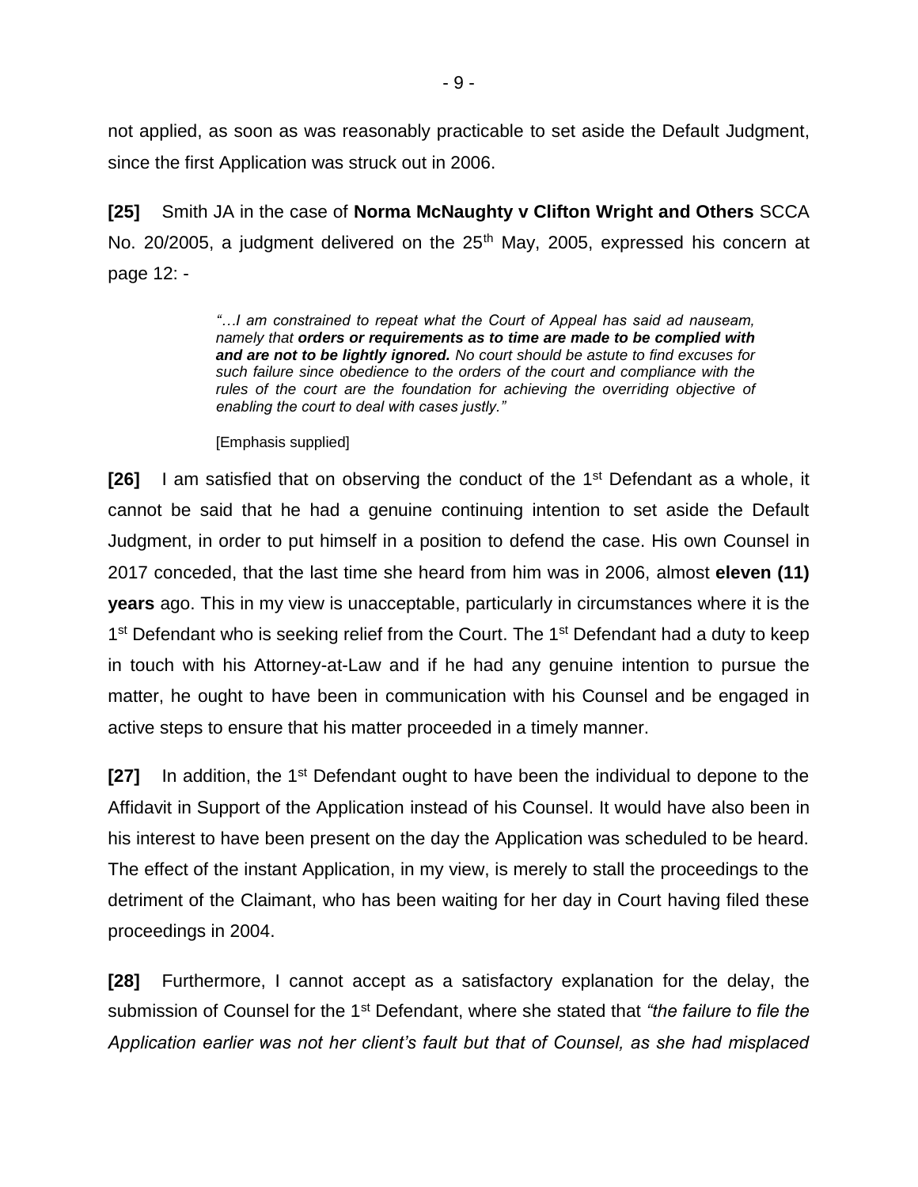not applied, as soon as was reasonably practicable to set aside the Default Judgment, since the first Application was struck out in 2006.

**[25]** Smith JA in the case of **Norma McNaughty v Clifton Wright and Others** SCCA No. 20/2005, a judgment delivered on the 25th May, 2005, expressed his concern at page 12: -

> *"…I am constrained to repeat what the Court of Appeal has said ad nauseam, namely that **orders or requirements as to time are made to be complied with and are not to be lightly ignored.** No court should be astute to find excuses for such failure since obedience to the orders of the court and compliance with the rules of the court are the foundation for achieving the overriding objective of enabling the court to deal with cases justly."*
>
> [Emphasis supplied]

**[26]** I am satisfied that on observing the conduct of the 1st Defendant as a whole, it cannot be said that he had a genuine continuing intention to set aside the Default Judgment, in order to put himself in a position to defend the case. His own Counsel in 2017 conceded, that the last time she heard from him was in 2006, almost **eleven (11) years** ago. This in my view is unacceptable, particularly in circumstances where it is the 1st Defendant who is seeking relief from the Court. The 1st Defendant had a duty to keep in touch with his Attorney-at-Law and if he had any genuine intention to pursue the matter, he ought to have been in communication with his Counsel and be engaged in active steps to ensure that his matter proceeded in a timely manner.

**[27]** In addition, the 1st Defendant ought to have been the individual to depone to the Affidavit in Support of the Application instead of his Counsel. It would have also been in his interest to have been present on the day the Application was scheduled to be heard. The effect of the instant Application, in my view, is merely to stall the proceedings to the detriment of the Claimant, who has been waiting for her day in Court having filed these proceedings in 2004.

**[28]** Furthermore, I cannot accept as a satisfactory explanation for the delay, the submission of Counsel for the 1st Defendant, where she stated that *"the failure to file the Application earlier was not her client's fault but that of Counsel, as she had misplaced*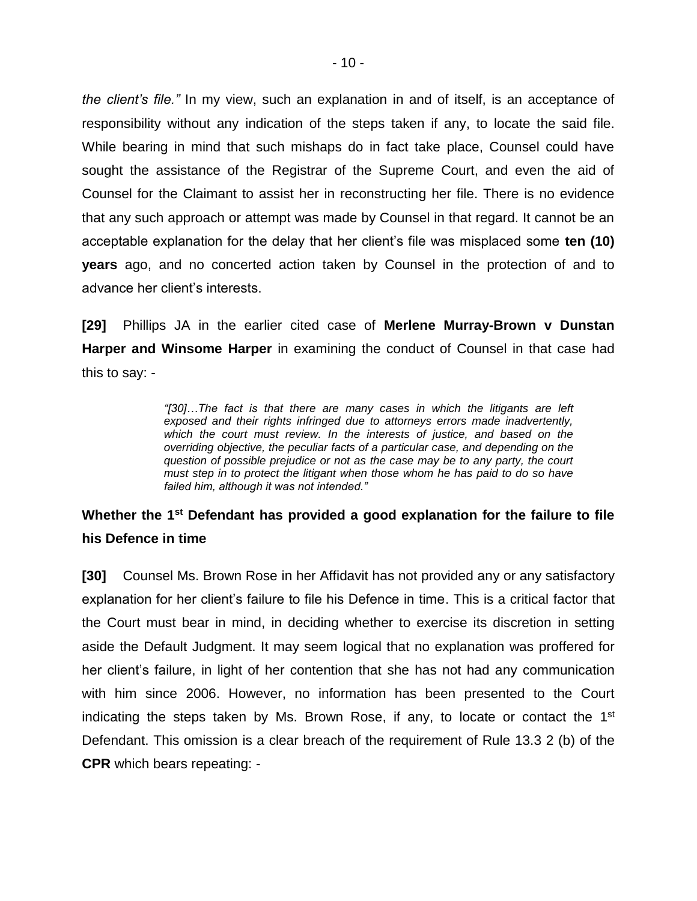*the client's file."* In my view, such an explanation in and of itself, is an acceptance of responsibility without any indication of the steps taken if any, to locate the said file. While bearing in mind that such mishaps do in fact take place, Counsel could have sought the assistance of the Registrar of the Supreme Court, and even the aid of Counsel for the Claimant to assist her in reconstructing her file. There is no evidence that any such approach or attempt was made by Counsel in that regard. It cannot be an acceptable explanation for the delay that her client's file was misplaced some **ten (10) years** ago, and no concerted action taken by Counsel in the protection of and to advance her client's interests.

**[29]** Phillips JA in the earlier cited case of **Merlene Murray-Brown v Dunstan Harper and Winsome Harper** in examining the conduct of Counsel in that case had this to say: -

> *"[30]…The fact is that there are many cases in which the litigants are left exposed and their rights infringed due to attorneys errors made inadvertently, which the court must review. In the interests of justice, and based on the overriding objective, the peculiar facts of a particular case, and depending on the question of possible prejudice or not as the case may be to any party, the court must step in to protect the litigant when those whom he has paid to do so have failed him, although it was not intended."*

**Whether the 1st Defendant has provided a good explanation for the failure to file his Defence in time**

**[30]** Counsel Ms. Brown Rose in her Affidavit has not provided any or any satisfactory explanation for her client's failure to file his Defence in time. This is a critical factor that the Court must bear in mind, in deciding whether to exercise its discretion in setting aside the Default Judgment. It may seem logical that no explanation was proffered for her client's failure, in light of her contention that she has not had any communication with him since 2006. However, no information has been presented to the Court indicating the steps taken by Ms. Brown Rose, if any, to locate or contact the 1st Defendant. This omission is a clear breach of the requirement of Rule 13.3 2 (b) of the **CPR** which bears repeating: -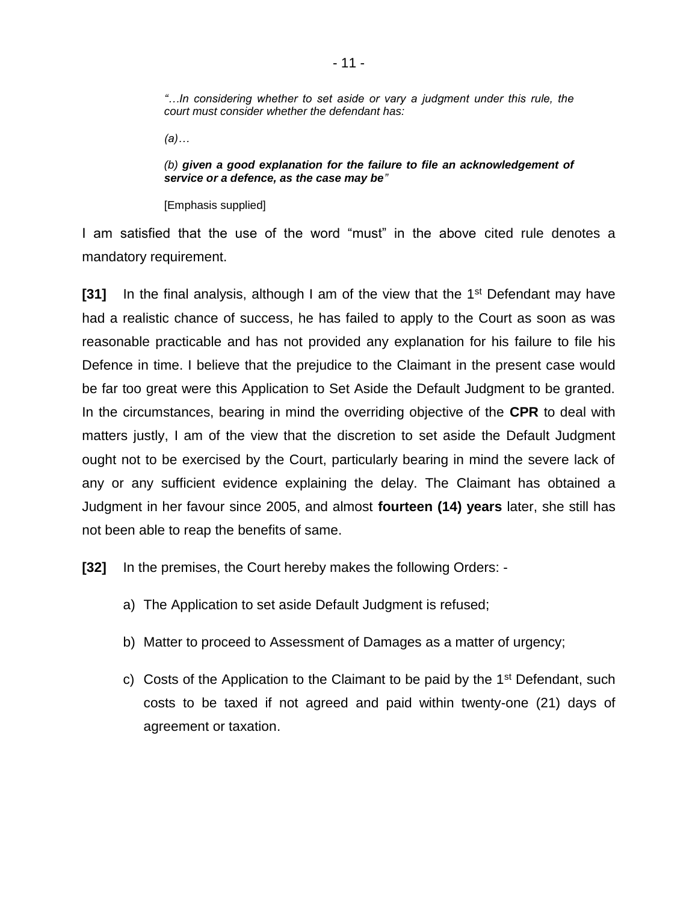> *"…In considering whether to set aside or vary a judgment under this rule, the court must consider whether the defendant has:*
>
> *(a)…*
>
> *(b)* ***given a good explanation for the failure to file an acknowledgement of service or a defence, as the case may be****"*
>
> [Emphasis supplied]

I am satisfied that the use of the word "must" in the above cited rule denotes a mandatory requirement.

**[31]** In the final analysis, although I am of the view that the 1st Defendant may have had a realistic chance of success, he has failed to apply to the Court as soon as was reasonable practicable and has not provided any explanation for his failure to file his Defence in time. I believe that the prejudice to the Claimant in the present case would be far too great were this Application to Set Aside the Default Judgment to be granted. In the circumstances, bearing in mind the overriding objective of the **CPR** to deal with matters justly, I am of the view that the discretion to set aside the Default Judgment ought not to be exercised by the Court, particularly bearing in mind the severe lack of any or any sufficient evidence explaining the delay. The Claimant has obtained a Judgment in her favour since 2005, and almost **fourteen (14) years** later, she still has not been able to reap the benefits of same.

**[32]** In the premises, the Court hereby makes the following Orders: -

a) The Application to set aside Default Judgment is refused;

b) Matter to proceed to Assessment of Damages as a matter of urgency;

c) Costs of the Application to the Claimant to be paid by the 1st Defendant, such costs to be taxed if not agreed and paid within twenty-one (21) days of agreement or taxation.